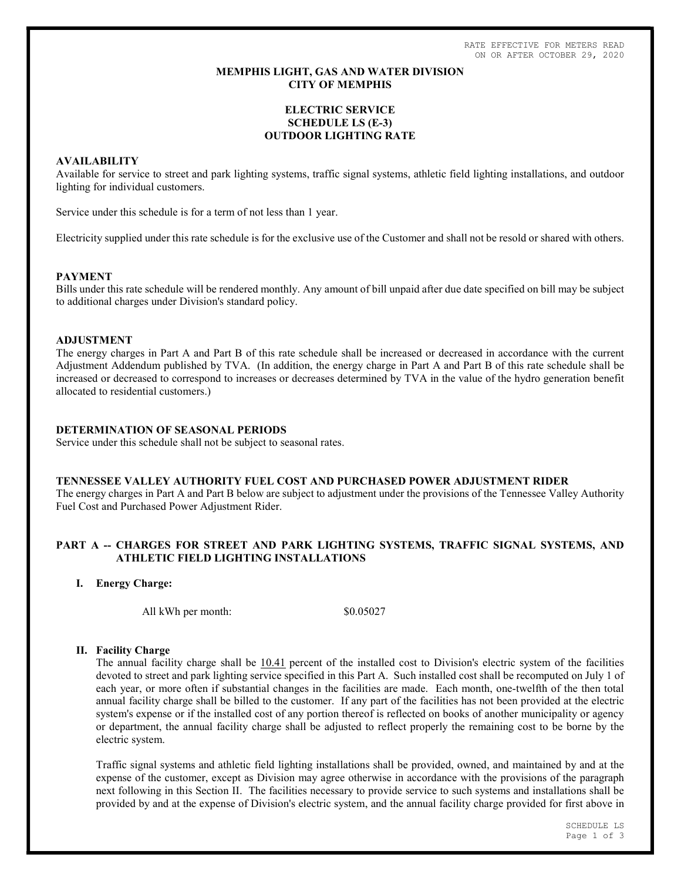RATE EFFECTIVE FOR METERS READ ON OR AFTER OCTOBER 29, 2020

**MEMPHIS LIGHT, GAS AND WATER DIVISION**
**CITY OF MEMPHIS**

**ELECTRIC SERVICE**
**SCHEDULE LS (E-3)**
**OUTDOOR LIGHTING RATE**

## AVAILABILITY

Available for service to street and park lighting systems, traffic signal systems, athletic field lighting installations, and outdoor lighting for individual customers.

Service under this schedule is for a term of not less than 1 year.

Electricity supplied under this rate schedule is for the exclusive use of the Customer and shall not be resold or shared with others.

## PAYMENT

Bills under this rate schedule will be rendered monthly. Any amount of bill unpaid after due date specified on bill may be subject to additional charges under Division's standard policy.

## ADJUSTMENT

The energy charges in Part A and Part B of this rate schedule shall be increased or decreased in accordance with the current Adjustment Addendum published by TVA. (In addition, the energy charge in Part A and Part B of this rate schedule shall be increased or decreased to correspond to increases or decreases determined by TVA in the value of the hydro generation benefit allocated to residential customers.)

## DETERMINATION OF SEASONAL PERIODS

Service under this schedule shall not be subject to seasonal rates.

## TENNESSEE VALLEY AUTHORITY FUEL COST AND PURCHASED POWER ADJUSTMENT RIDER

The energy charges in Part A and Part B below are subject to adjustment under the provisions of the Tennessee Valley Authority Fuel Cost and Purchased Power Adjustment Rider.

## PART A -- CHARGES FOR STREET AND PARK LIGHTING SYSTEMS, TRAFFIC SIGNAL SYSTEMS, AND ATHLETIC FIELD LIGHTING INSTALLATIONS

### I. Energy Charge:

All kWh per month: $0.05027

### II. Facility Charge

The annual facility charge shall be 10.41 percent of the installed cost to Division's electric system of the facilities devoted to street and park lighting service specified in this Part A. Such installed cost shall be recomputed on July 1 of each year, or more often if substantial changes in the facilities are made. Each month, one-twelfth of the then total annual facility charge shall be billed to the customer. If any part of the facilities has not been provided at the electric system's expense or if the installed cost of any portion thereof is reflected on books of another municipality or agency or department, the annual facility charge shall be adjusted to reflect properly the remaining cost to be borne by the electric system.

Traffic signal systems and athletic field lighting installations shall be provided, owned, and maintained by and at the expense of the customer, except as Division may agree otherwise in accordance with the provisions of the paragraph next following in this Section II. The facilities necessary to provide service to such systems and installations shall be provided by and at the expense of Division's electric system, and the annual facility charge provided for first above in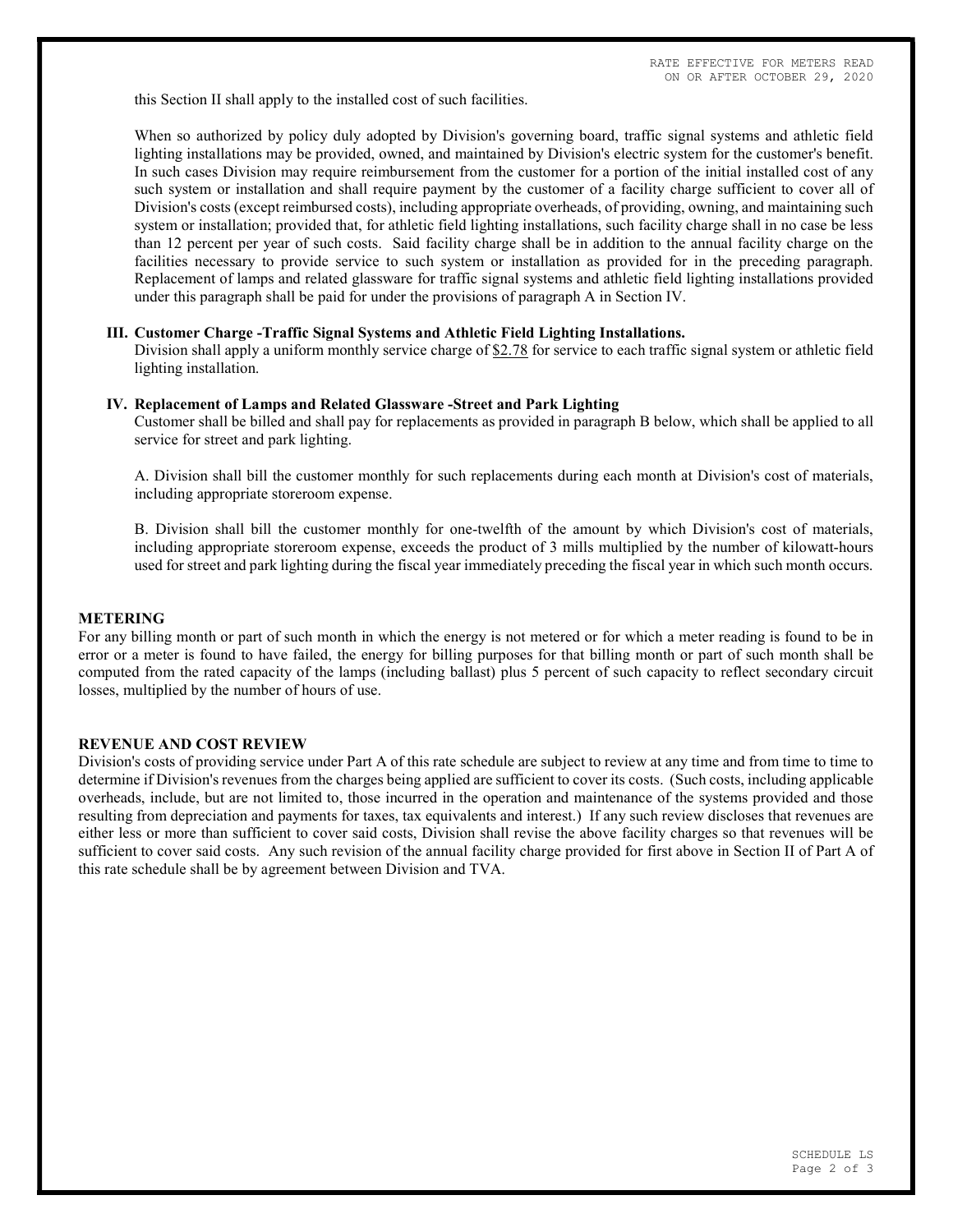this Section II shall apply to the installed cost of such facilities.

When so authorized by policy duly adopted by Division's governing board, traffic signal systems and athletic field lighting installations may be provided, owned, and maintained by Division's electric system for the customer's benefit. In such cases Division may require reimbursement from the customer for a portion of the initial installed cost of any such system or installation and shall require payment by the customer of a facility charge sufficient to cover all of Division's costs (except reimbursed costs), including appropriate overheads, of providing, owning, and maintaining such system or installation; provided that, for athletic field lighting installations, such facility charge shall in no case be less than 12 percent per year of such costs. Said facility charge shall be in addition to the annual facility charge on the facilities necessary to provide service to such system or installation as provided for in the preceding paragraph. Replacement of lamps and related glassware for traffic signal systems and athletic field lighting installations provided under this paragraph shall be paid for under the provisions of paragraph A in Section IV.

**III. Customer Charge -Traffic Signal Systems and Athletic Field Lighting Installations.**

Division shall apply a uniform monthly service charge of $2.78 for service to each traffic signal system or athletic field lighting installation.

**IV. Replacement of Lamps and Related Glassware -Street and Park Lighting**

Customer shall be billed and shall pay for replacements as provided in paragraph B below, which shall be applied to all service for street and park lighting.

A. Division shall bill the customer monthly for such replacements during each month at Division's cost of materials, including appropriate storeroom expense.

B. Division shall bill the customer monthly for one-twelfth of the amount by which Division's cost of materials, including appropriate storeroom expense, exceeds the product of 3 mills multiplied by the number of kilowatt-hours used for street and park lighting during the fiscal year immediately preceding the fiscal year in which such month occurs.

## METERING

For any billing month or part of such month in which the energy is not metered or for which a meter reading is found to be in error or a meter is found to have failed, the energy for billing purposes for that billing month or part of such month shall be computed from the rated capacity of the lamps (including ballast) plus 5 percent of such capacity to reflect secondary circuit losses, multiplied by the number of hours of use.

## REVENUE AND COST REVIEW

Division's costs of providing service under Part A of this rate schedule are subject to review at any time and from time to time to determine if Division's revenues from the charges being applied are sufficient to cover its costs. (Such costs, including applicable overheads, include, but are not limited to, those incurred in the operation and maintenance of the systems provided and those resulting from depreciation and payments for taxes, tax equivalents and interest.) If any such review discloses that revenues are either less or more than sufficient to cover said costs, Division shall revise the above facility charges so that revenues will be sufficient to cover said costs. Any such revision of the annual facility charge provided for first above in Section II of Part A of this rate schedule shall be by agreement between Division and TVA.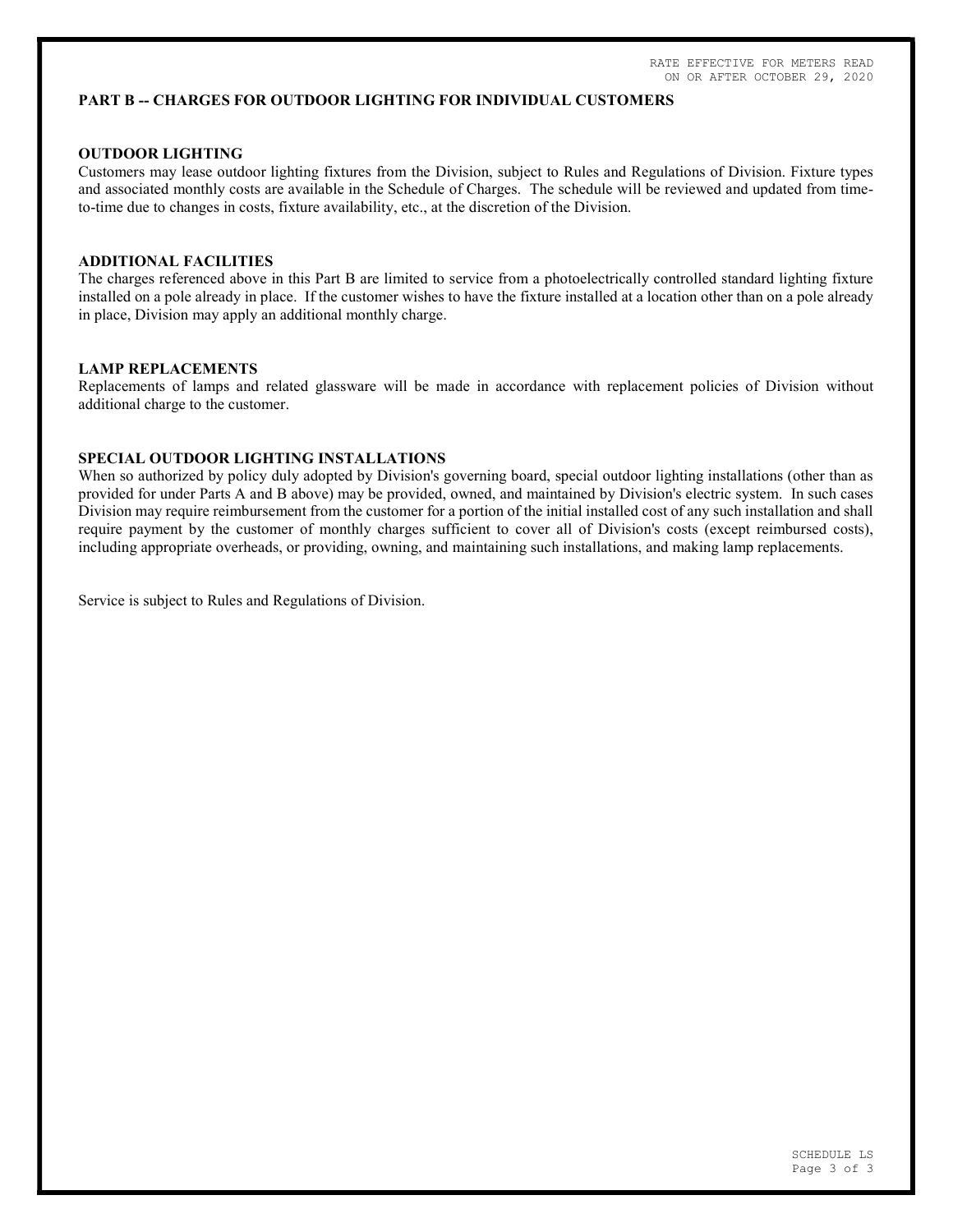RATE EFFECTIVE FOR METERS READ ON OR AFTER OCTOBER 29, 2020

## PART B -- CHARGES FOR OUTDOOR LIGHTING FOR INDIVIDUAL CUSTOMERS

### OUTDOOR LIGHTING

Customers may lease outdoor lighting fixtures from the Division, subject to Rules and Regulations of Division. Fixture types and associated monthly costs are available in the Schedule of Charges. The schedule will be reviewed and updated from time-to-time due to changes in costs, fixture availability, etc., at the discretion of the Division.

### ADDITIONAL FACILITIES

The charges referenced above in this Part B are limited to service from a photoelectrically controlled standard lighting fixture installed on a pole already in place. If the customer wishes to have the fixture installed at a location other than on a pole already in place, Division may apply an additional monthly charge.

### LAMP REPLACEMENTS

Replacements of lamps and related glassware will be made in accordance with replacement policies of Division without additional charge to the customer.

### SPECIAL OUTDOOR LIGHTING INSTALLATIONS

When so authorized by policy duly adopted by Division's governing board, special outdoor lighting installations (other than as provided for under Parts A and B above) may be provided, owned, and maintained by Division's electric system. In such cases Division may require reimbursement from the customer for a portion of the initial installed cost of any such installation and shall require payment by the customer of monthly charges sufficient to cover all of Division's costs (except reimbursed costs), including appropriate overheads, or providing, owning, and maintaining such installations, and making lamp replacements.

Service is subject to Rules and Regulations of Division.

SCHEDULE LS